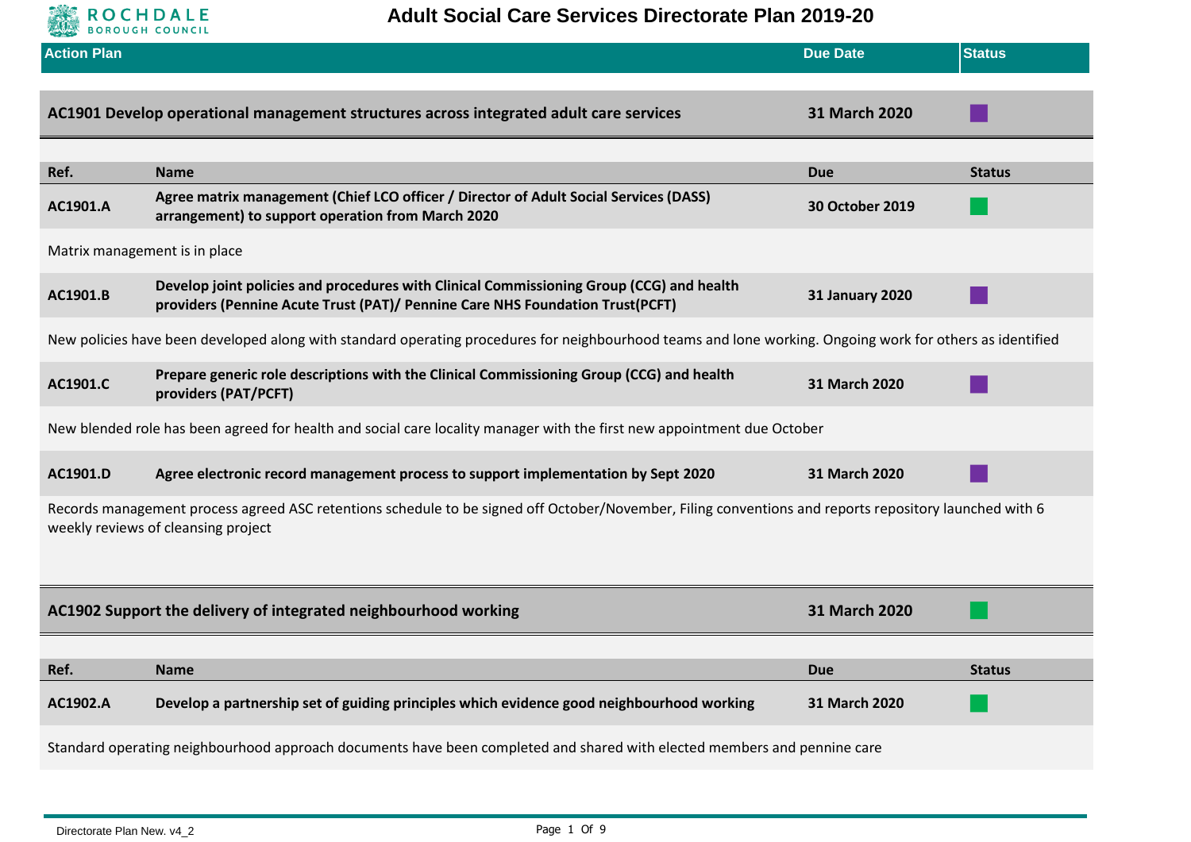# Adult Social Care Services Directorate Plan 2019-20

| Action Plan | Due Date | Status |
|---|---|---|

## AC1901 Develop operational management structures across integrated adult care services

**Due:** 31 March 2020 | **Status:** ■ (purple)

| Ref. | Name | Due | Status |
|---|---|---|---|
| **AC1901.A** | **Agree matrix management (Chief LCO officer / Director of Adult Social Services (DASS) arrangement) to support operation from March 2020** | **30 October 2019** | ■ (green) |

Matrix management is in place

| Ref. | Name | Due | Status |
|---|---|---|---|
| **AC1901.B** | **Develop joint policies and procedures with Clinical Commissioning Group (CCG) and health providers (Pennine Acute Trust (PAT)/ Pennine Care NHS Foundation Trust(PCFT)** | **31 January 2020** | ■ (purple) |

New policies have been developed along with standard operating procedures for neighbourhood teams and lone working. Ongoing work for others as identified

| Ref. | Name | Due | Status |
|---|---|---|---|
| **AC1901.C** | **Prepare generic role descriptions with the Clinical Commissioning Group (CCG) and health providers (PAT/PCFT)** | **31 March 2020** | ■ (purple) |

New blended role has been agreed for health and social care locality manager with the first new appointment due October

| Ref. | Name | Due | Status |
|---|---|---|---|
| **AC1901.D** | **Agree electronic record management process to support implementation by Sept 2020** | **31 March 2020** | ■ (purple) |

Records management process agreed ASC retentions schedule to be signed off October/November, Filing conventions and reports repository launched with 6 weekly reviews of cleansing project

## AC1902 Support the delivery of integrated neighbourhood working

**Due:** 31 March 2020 | **Status:** ■ (green)

| Ref. | Name | Due | Status |
|---|---|---|---|
| **AC1902.A** | **Develop a partnership set of guiding principles which evidence good neighbourhood working** | **31 March 2020** | ■ (green) |

Standard operating neighbourhood approach documents have been completed and shared with elected members and pennine care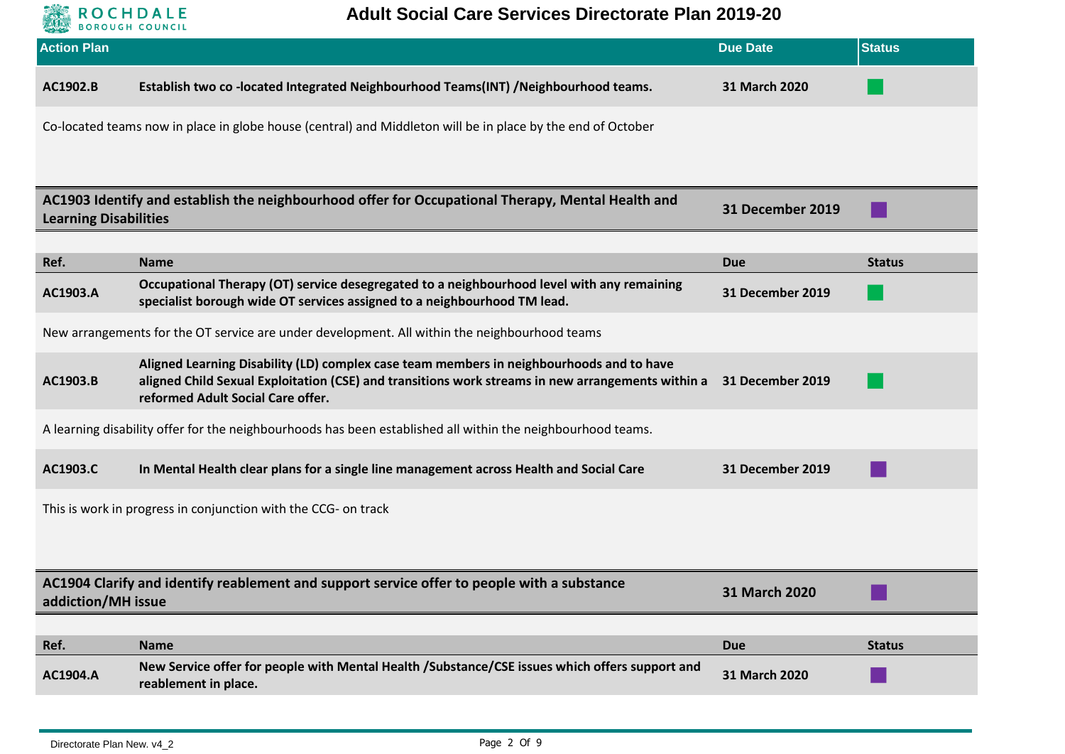| Action Plan | | Due Date | Status |
|---|---|---|---|
| **AC1902.B** | **Establish two co -located Integrated Neighbourhood Teams(INT) /Neighbourhood teams.** | **31 March 2020** | |

Co-located teams now in place in globe house (central) and Middleton will be in place by the end of October

| **AC1903 Identify and establish the neighbourhood offer for Occupational Therapy, Mental Health and Learning Disabilities** | **31 December 2019** | |
|---|---|---|

| Ref. | Name | Due | Status |
|---|---|---|---|
| **AC1903.A** | **Occupational Therapy (OT) service desegregated to a neighbourhood level with any remaining specialist borough wide OT services assigned to a neighbourhood TM lead.** | **31 December 2019** | |

New arrangements for the OT service are under development. All within the neighbourhood teams

| | | | |
|---|---|---|---|
| **AC1903.B** | **Aligned Learning Disability (LD) complex case team members in neighbourhoods and to have aligned Child Sexual Exploitation (CSE) and transitions work streams in new arrangements within a reformed Adult Social Care offer.** | **31 December 2019** | |

A learning disability offer for the neighbourhoods has been established all within the neighbourhood teams.

| | | | |
|---|---|---|---|
| **AC1903.C** | **In Mental Health clear plans for a single line management across Health and Social Care** | **31 December 2019** | |

This is work in progress in conjunction with the CCG- on track

| **AC1904 Clarify and identify reablement and support service offer to people with a substance addiction/MH issue** | **31 March 2020** | |
|---|---|---|

| Ref. | Name | Due | Status |
|---|---|---|---|
| **AC1904.A** | **New Service offer for people with Mental Health /Substance/CSE issues which offers support and reablement in place.** | **31 March 2020** | |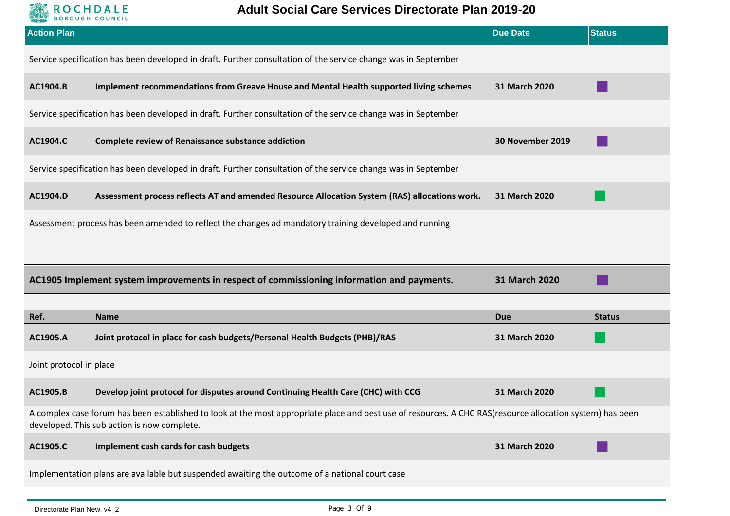| Action Plan | | Due Date | Status |
|---|---|---|---|
| Service specification has been developed in draft. Further consultation of the service change was in September | | | |
| **AC1904.B** | **Implement recommendations from Greave House and Mental Health supported living schemes** | **31 March 2020** | ■ |
| Service specification has been developed in draft. Further consultation of the service change was in September | | | |
| **AC1904.C** | **Complete review of Renaissance substance addiction** | **30 November 2019** | ■ |
| Service specification has been developed in draft. Further consultation of the service change was in September | | | |
| **AC1904.D** | **Assessment process reflects AT and amended Resource Allocation System (RAS) allocations work.** | **31 March 2020** | ■ |
| Assessment process has been amended to reflect the changes ad mandatory training developed and running | | | |

| **AC1905 Implement system improvements in respect of commissioning information and payments.** | **31 March 2020** | ■ |
|---|---|---|

| Ref. | Name | Due | Status |
|---|---|---|---|
| **AC1905.A** | **Joint protocol in place for cash budgets/Personal Health Budgets (PHB)/RAS** | **31 March 2020** | ■ |
| Joint protocol in place | | | |
| **AC1905.B** | **Develop joint protocol for disputes around Continuing Health Care (CHC) with CCG** | **31 March 2020** | ■ |
| A complex case forum has been established to look at the most appropriate place and best use of resources. A CHC RAS(resource allocation system) has been developed. This sub action is now complete. | | | |
| **AC1905.C** | **Implement cash cards for cash budgets** | **31 March 2020** | ■ |
| Implementation plans are available but suspended awaiting the outcome of a national court case | | | |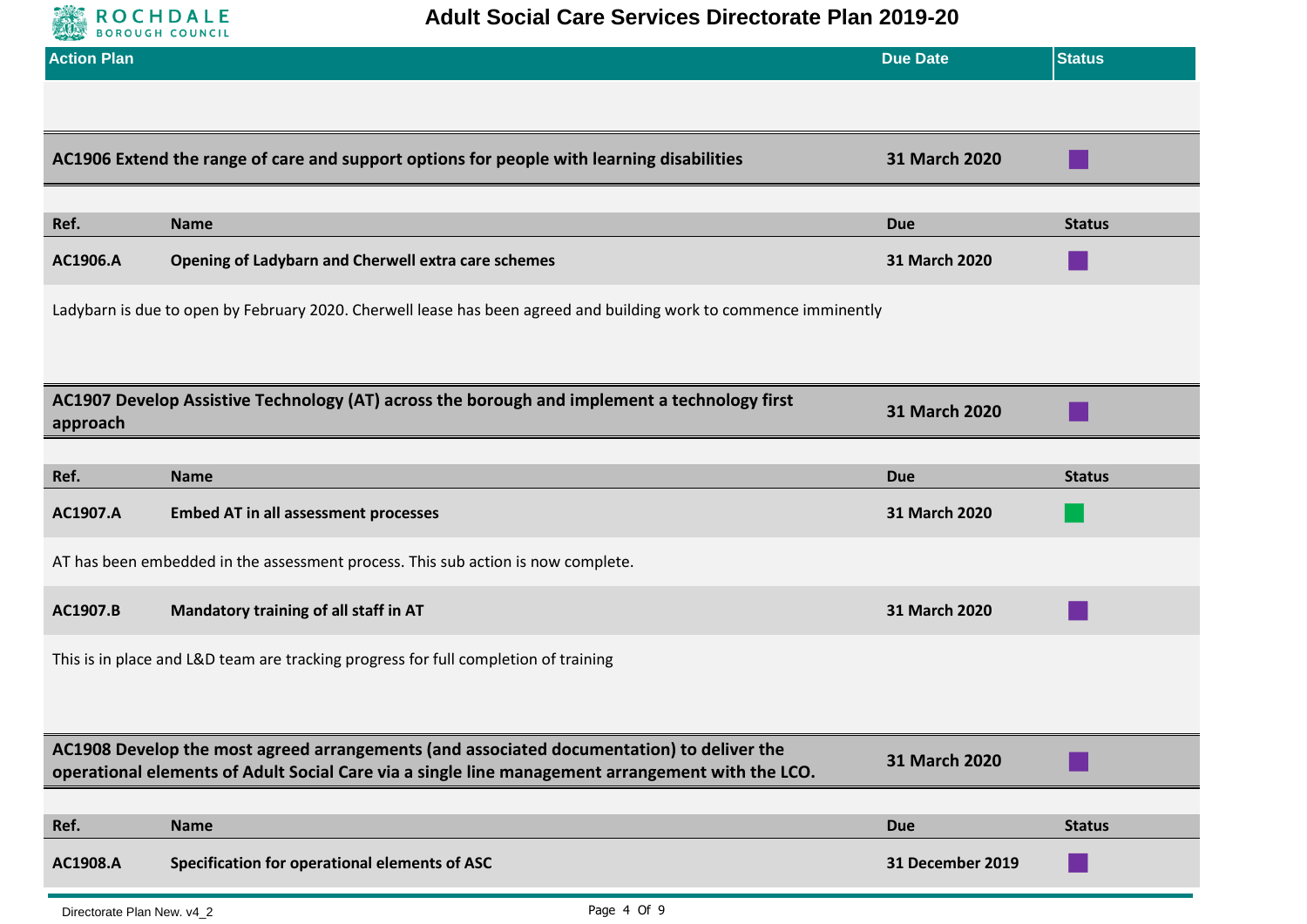| Action Plan | Due Date | Status |
|---|---|---|

## AC1906 Extend the range of care and support options for people with learning disabilities

**Due Date:** 31 March 2020

| Ref. | Name | Due | Status |
|---|---|---|---|
| AC1906.A | Opening of Ladybarn and Cherwell extra care schemes | 31 March 2020 | |

Ladybarn is due to open by February 2020. Cherwell lease has been agreed and building work to commence imminently

## AC1907 Develop Assistive Technology (AT) across the borough and implement a technology first approach

**Due Date:** 31 March 2020

| Ref. | Name | Due | Status |
|---|---|---|---|
| AC1907.A | Embed AT in all assessment processes | 31 March 2020 | |

AT has been embedded in the assessment process. This sub action is now complete.

| Ref. | Name | Due | Status |
|---|---|---|---|
| AC1907.B | Mandatory training of all staff in AT | 31 March 2020 | |

This is in place and L&D team are tracking progress for full completion of training

## AC1908 Develop the most agreed arrangements (and associated documentation) to deliver the operational elements of Adult Social Care via a single line management arrangement with the LCO.

**Due Date:** 31 March 2020

| Ref. | Name | Due | Status |
|---|---|---|---|
| AC1908.A | Specification for operational elements of ASC | 31 December 2019 | |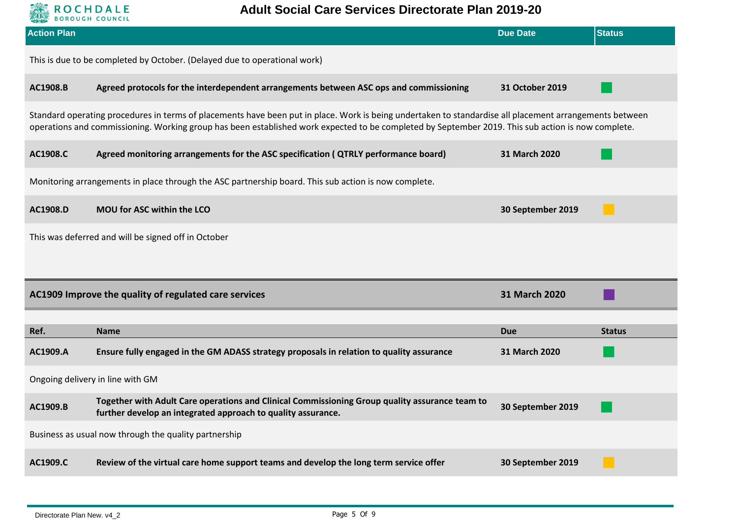| Action Plan | | Due Date | Status |
|---|---|---|---|

This is due to be completed by October. (Delayed due to operational work)

| **AC1908.B** | **Agreed protocols for the interdependent arrangements between ASC ops and commissioning** | **31 October 2019** | Green |
|---|---|---|---|

Standard operating procedures in terms of placements have been put in place. Work is being undertaken to standardise all placement arrangements between operations and commissioning. Working group has been established work expected to be completed by September 2019. This sub action is now complete.

| **AC1908.C** | **Agreed monitoring arrangements for the ASC specification ( QTRLY performance board)** | **31 March 2020** | Green |
|---|---|---|---|

Monitoring arrangements in place through the ASC partnership board. This sub action is now complete.

| **AC1908.D** | **MOU for ASC within the LCO** | **30 September 2019** | Amber |
|---|---|---|---|

This was deferred and will be signed off in October

| **AC1909 Improve the quality of regulated care services** | **31 March 2020** | Purple |
|---|---|---|

| Ref. | Name | Due | Status |
|---|---|---|---|
| **AC1909.A** | **Ensure fully engaged in the GM ADASS strategy proposals in relation to quality assurance** | **31 March 2020** | Green |

Ongoing delivery in line with GM

| **AC1909.B** | **Together with Adult Care operations and Clinical Commissioning Group quality assurance team to further develop an integrated approach to quality assurance.** | **30 September 2019** | Green |
|---|---|---|---|

Business as usual now through the quality partnership

| **AC1909.C** | **Review of the virtual care home support teams and develop the long term service offer** | **30 September 2019** | Amber |
|---|---|---|---|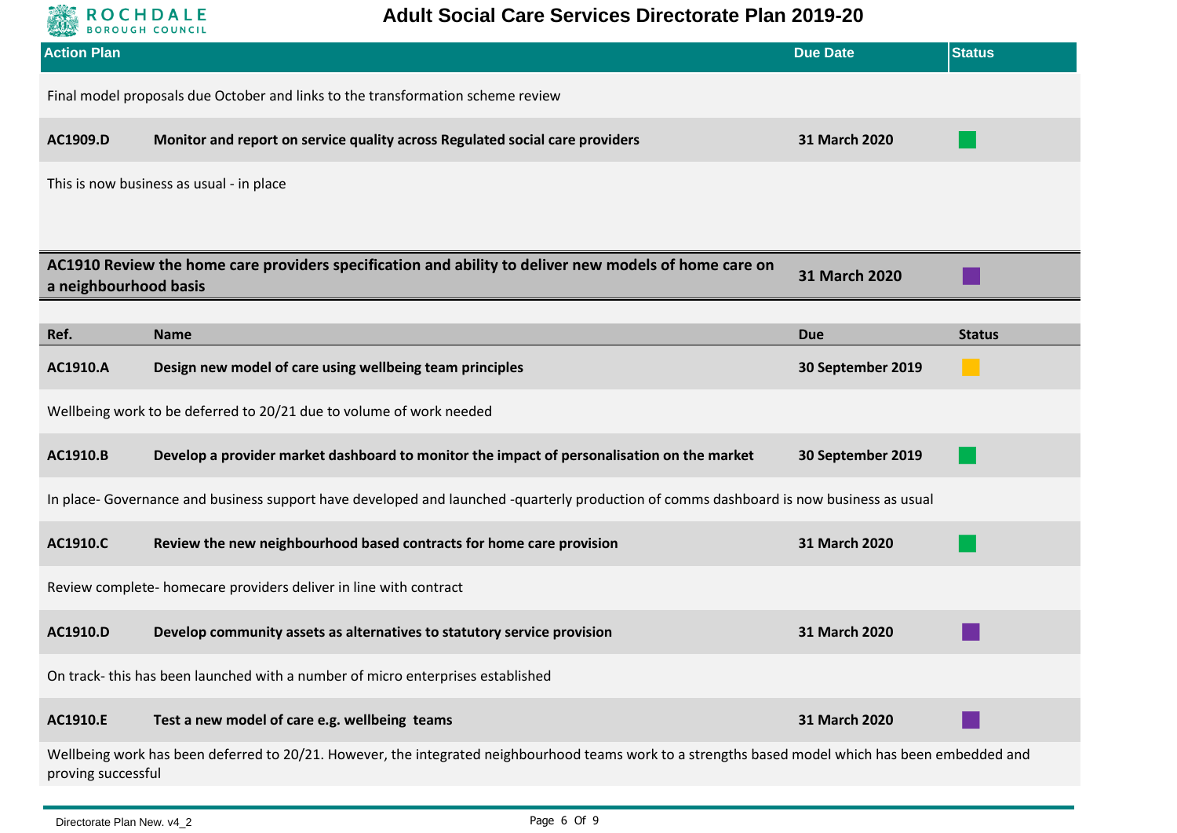| Action Plan | Due Date | Status |
|---|---|---|

Final model proposals due October and links to the transformation scheme review

| | | | |
|---|---|---|---|
| **AC1909.D** | **Monitor and report on service quality across Regulated social care providers** | **31 March 2020** | Green |

This is now business as usual - in place

| | | |
|---|---|---|
| **AC1910 Review the home care providers specification and ability to deliver new models of home care on a neighbourhood basis** | **31 March 2020** | Purple |

| Ref. | Name | Due | Status |
|---|---|---|---|
| **AC1910.A** | **Design new model of care using wellbeing team principles** | **30 September 2019** | Amber |
| | Wellbeing work to be deferred to 20/21 due to volume of work needed | | |
| **AC1910.B** | **Develop a provider market dashboard to monitor the impact of personalisation on the market** | **30 September 2019** | Green |
| | In place- Governance and business support have developed and launched -quarterly production of comms dashboard is now business as usual | | |
| **AC1910.C** | **Review the new neighbourhood based contracts for home care provision** | **31 March 2020** | Green |
| | Review complete- homecare providers deliver in line with contract | | |
| **AC1910.D** | **Develop community assets as alternatives to statutory service provision** | **31 March 2020** | Purple |
| | On track- this has been launched with a number of micro enterprises established | | |
| **AC1910.E** | **Test a new model of care e.g. wellbeing teams** | **31 March 2020** | Purple |
| | Wellbeing work has been deferred to 20/21. However, the integrated neighbourhood teams work to a strengths based model which has been embedded and proving successful | | |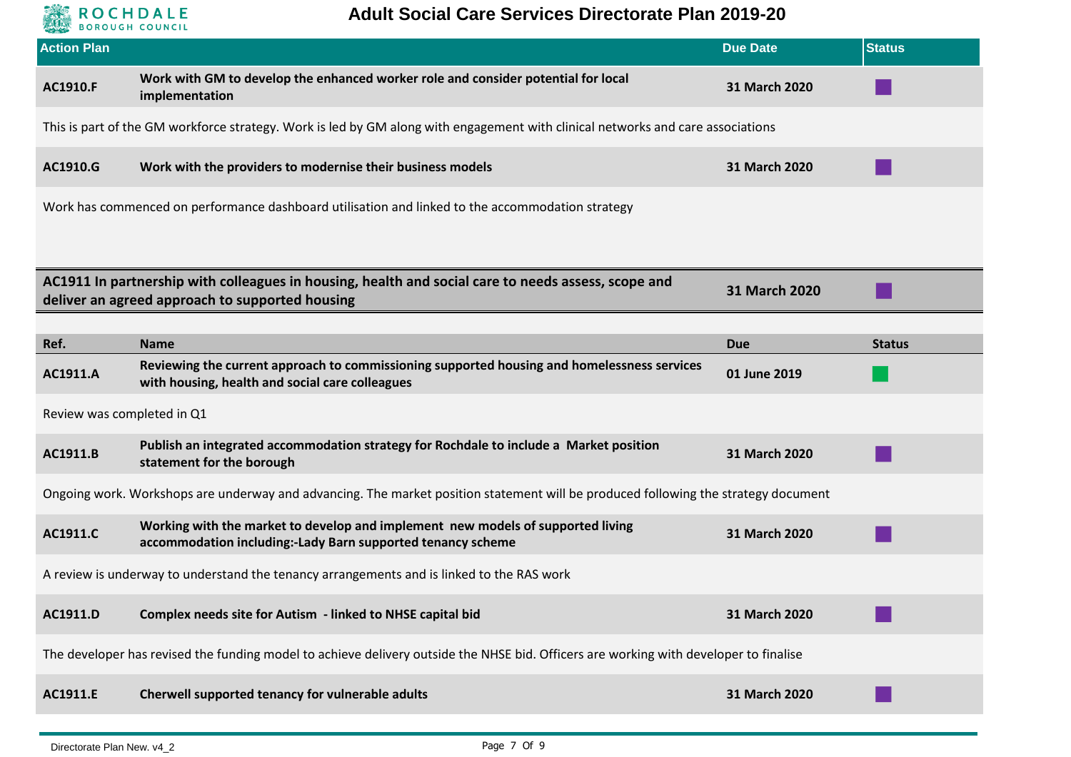# Adult Social Care Services Directorate Plan 2019-20

| Action Plan | | Due Date | Status |
|---|---|---|---|
| **AC1910.F** | **Work with GM to develop the enhanced worker role and consider potential for local implementation** | **31 March 2020** | |

This is part of the GM workforce strategy. Work is led by GM along with engagement with clinical networks and care associations

| | | | |
|---|---|---|---|
| **AC1910.G** | **Work with the providers to modernise their business models** | **31 March 2020** | |

Work has commenced on performance dashboard utilisation and linked to the accommodation strategy

| | | |
|---|---|---|
| **AC1911 In partnership with colleagues in housing, health and social care to needs assess, scope and deliver an agreed approach to supported housing** | **31 March 2020** | |

| Ref. | Name | Due | Status |
|---|---|---|---|
| **AC1911.A** | **Reviewing the current approach to commissioning supported housing and homelessness services with housing, health and social care colleagues** | **01 June 2019** | |

Review was completed in Q1

| | | | |
|---|---|---|---|
| **AC1911.B** | **Publish an integrated accommodation strategy for Rochdale to include a Market position statement for the borough** | **31 March 2020** | |

Ongoing work. Workshops are underway and advancing. The market position statement will be produced following the strategy document

| | | | |
|---|---|---|---|
| **AC1911.C** | **Working with the market to develop and implement new models of supported living accommodation including:-Lady Barn supported tenancy scheme** | **31 March 2020** | |

A review is underway to understand the tenancy arrangements and is linked to the RAS work

| | | | |
|---|---|---|---|
| **AC1911.D** | **Complex needs site for Autism - linked to NHSE capital bid** | **31 March 2020** | |

The developer has revised the funding model to achieve delivery outside the NHSE bid. Officers are working with developer to finalise

| | | | |
|---|---|---|---|
| **AC1911.E** | **Cherwell supported tenancy for vulnerable adults** | **31 March 2020** | |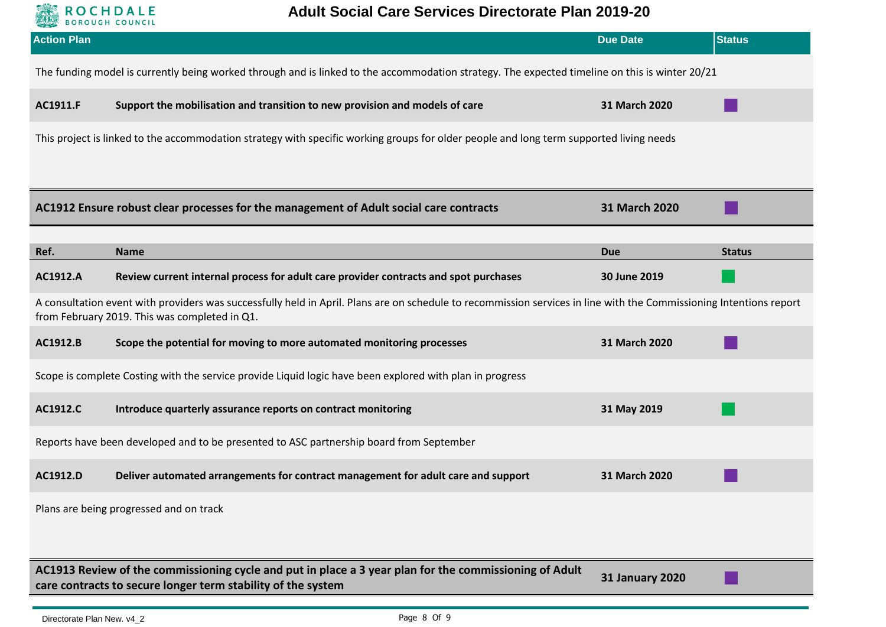| Action Plan | | Due Date | Status |
|---|---|---|---|
| The funding model is currently being worked through and is linked to the accommodation strategy. The expected timeline on this is winter 20/21 | | | |
| **AC1911.F** | **Support the mobilisation and transition to new provision and models of care** | **31 March 2020** | |
| This project is linked to the accommodation strategy with specific working groups for older people and long term supported living needs | | | |

| **AC1912 Ensure robust clear processes for the management of Adult social care contracts** | **31 March 2020** | |
|---|---|---|

| Ref. | Name | Due | Status |
|---|---|---|---|
| **AC1912.A** | **Review current internal process for adult care provider contracts and spot purchases** | **30 June 2019** | |
| A consultation event with providers was successfully held in April. Plans are on schedule to recommission services in line with the Commissioning Intentions report from February 2019. This was completed in Q1. | | | |
| **AC1912.B** | **Scope the potential for moving to more automated monitoring processes** | **31 March 2020** | |
| Scope is complete Costing with the service provide Liquid logic have been explored with plan in progress | | | |
| **AC1912.C** | **Introduce quarterly assurance reports on contract monitoring** | **31 May 2019** | |
| Reports have been developed and to be presented to ASC partnership board from September | | | |
| **AC1912.D** | **Deliver automated arrangements for contract management for adult care and support** | **31 March 2020** | |
| Plans are being progressed and on track | | | |

| **AC1913 Review of the commissioning cycle and put in place a 3 year plan for the commissioning of Adult care contracts to secure longer term stability of the system** | **31 January 2020** | |
|---|---|---|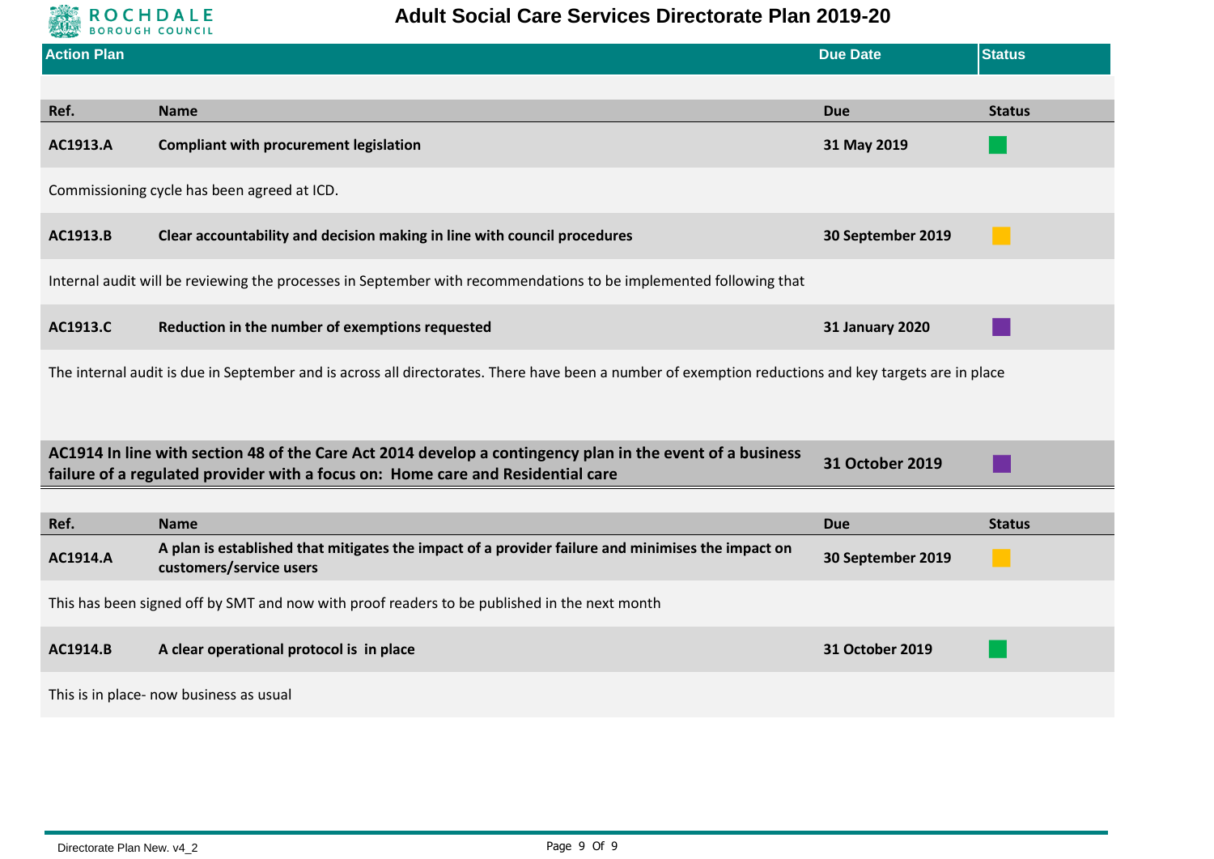| Action Plan | Due Date | Status |
|---|---|---|

| Ref. | Name | Due | Status |
|---|---|---|---|
| AC1913.A | **Compliant with procurement legislation** | **31 May 2019** | |

Commissioning cycle has been agreed at ICD.

| Ref. | Name | Due | Status |
|---|---|---|---|
| AC1913.B | **Clear accountability and decision making in line with council procedures** | **30 September 2019** | |

Internal audit will be reviewing the processes in September with recommendations to be implemented following that

| Ref. | Name | Due | Status |
|---|---|---|---|
| AC1913.C | **Reduction in the number of exemptions requested** | **31 January 2020** | |

The internal audit is due in September and is across all directorates. There have been a number of exemption reductions and key targets are in place

**AC1914 In line with section 48 of the Care Act 2014 develop a contingency plan in the event of a business failure of a regulated provider with a focus on: Home care and Residential care** — **31 October 2019**

| Ref. | Name | Due | Status |
|---|---|---|---|
| AC1914.A | **A plan is established that mitigates the impact of a provider failure and minimises the impact on customers/service users** | **30 September 2019** | |

This has been signed off by SMT and now with proof readers to be published in the next month

| Ref. | Name | Due | Status |
|---|---|---|---|
| AC1914.B | **A clear operational protocol is in place** | **31 October 2019** | |

This is in place- now business as usual